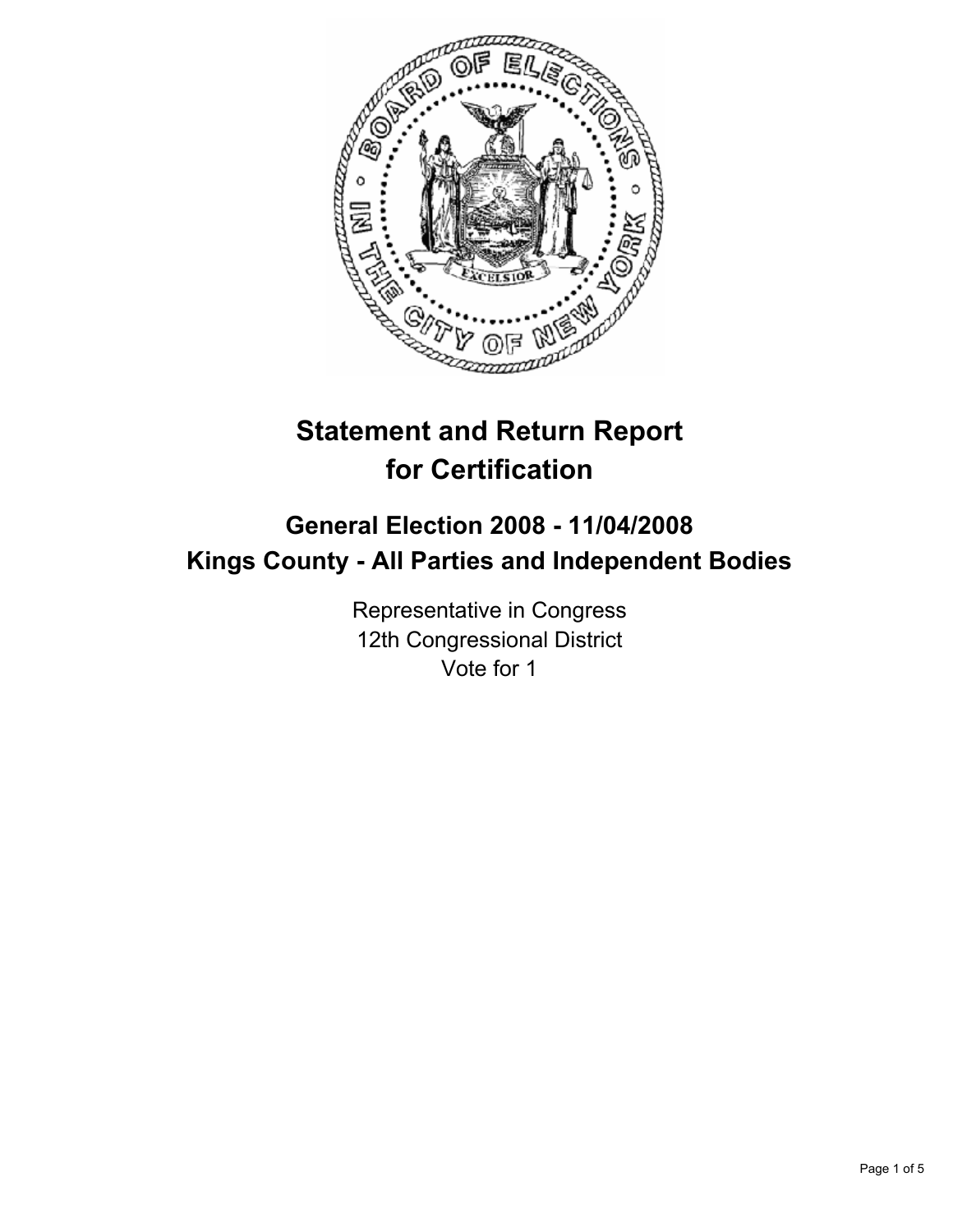# Statement and Return Report for Certification

## General Election 2008 - 11/04/2008
## Kings County - All Parties and Independent Bodies

Representative in Congress
12th Congressional District
Vote for 1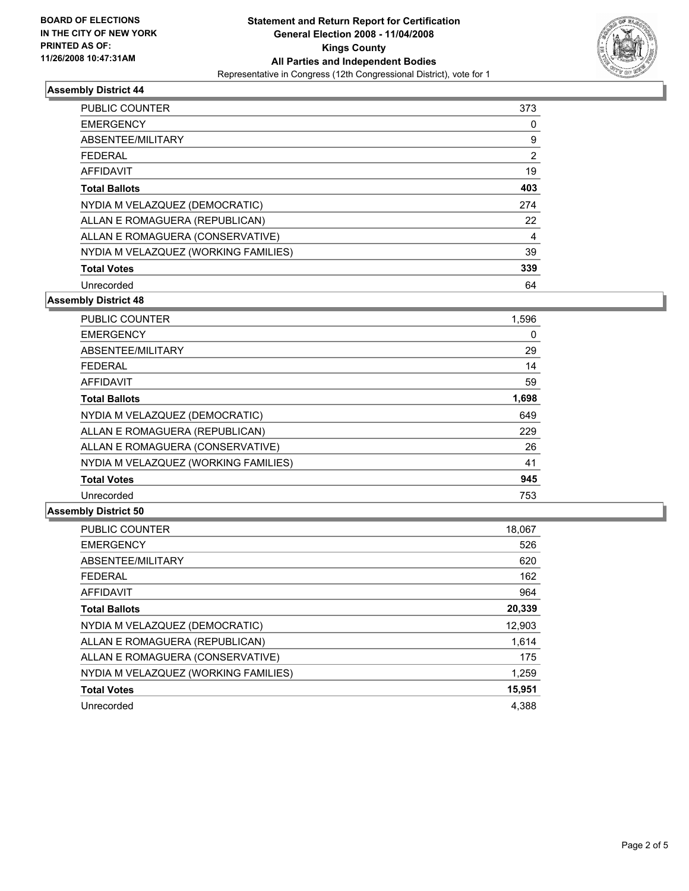BOARD OF ELECTIONS
IN THE CITY OF NEW YORK
PRINTED AS OF:
11/26/2008 10:47:31AM

**Statement and Return Report for Certification**
**General Election 2008 - 11/04/2008**
**Kings County**
**All Parties and Independent Bodies**
Representative in Congress (12th Congressional District), vote for 1

### Assembly District 44

| | |
|---|---|
| PUBLIC COUNTER | 373 |
| EMERGENCY | 0 |
| ABSENTEE/MILITARY | 9 |
| FEDERAL | 2 |
| AFFIDAVIT | 19 |
| **Total Ballots** | **403** |
| NYDIA M VELAZQUEZ (DEMOCRATIC) | 274 |
| ALLAN E ROMAGUERA (REPUBLICAN) | 22 |
| ALLAN E ROMAGUERA (CONSERVATIVE) | 4 |
| NYDIA M VELAZQUEZ (WORKING FAMILIES) | 39 |
| **Total Votes** | **339** |
| Unrecorded | 64 |

### Assembly District 48

| | |
|---|---|
| PUBLIC COUNTER | 1,596 |
| EMERGENCY | 0 |
| ABSENTEE/MILITARY | 29 |
| FEDERAL | 14 |
| AFFIDAVIT | 59 |
| **Total Ballots** | **1,698** |
| NYDIA M VELAZQUEZ (DEMOCRATIC) | 649 |
| ALLAN E ROMAGUERA (REPUBLICAN) | 229 |
| ALLAN E ROMAGUERA (CONSERVATIVE) | 26 |
| NYDIA M VELAZQUEZ (WORKING FAMILIES) | 41 |
| **Total Votes** | **945** |
| Unrecorded | 753 |

### Assembly District 50

| | |
|---|---|
| PUBLIC COUNTER | 18,067 |
| EMERGENCY | 526 |
| ABSENTEE/MILITARY | 620 |
| FEDERAL | 162 |
| AFFIDAVIT | 964 |
| **Total Ballots** | **20,339** |
| NYDIA M VELAZQUEZ (DEMOCRATIC) | 12,903 |
| ALLAN E ROMAGUERA (REPUBLICAN) | 1,614 |
| ALLAN E ROMAGUERA (CONSERVATIVE) | 175 |
| NYDIA M VELAZQUEZ (WORKING FAMILIES) | 1,259 |
| **Total Votes** | **15,951** |
| Unrecorded | 4,388 |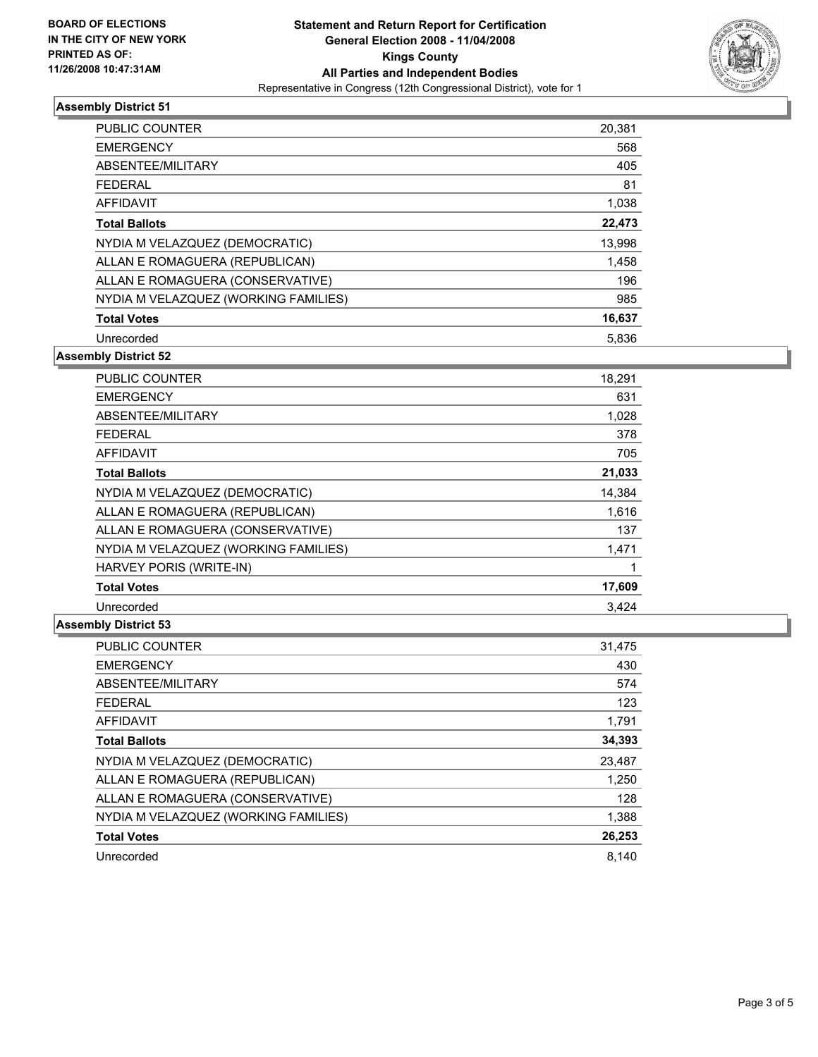BOARD OF ELECTIONS
IN THE CITY OF NEW YORK
PRINTED AS OF:
11/26/2008 10:47:31AM

**Statement and Return Report for Certification**
**General Election 2008 - 11/04/2008**
**Kings County**
**All Parties and Independent Bodies**
Representative in Congress (12th Congressional District), vote for 1

### Assembly District 51

| | |
|---|---|
| PUBLIC COUNTER | 20,381 |
| EMERGENCY | 568 |
| ABSENTEE/MILITARY | 405 |
| FEDERAL | 81 |
| AFFIDAVIT | 1,038 |
| **Total Ballots** | **22,473** |
| NYDIA M VELAZQUEZ (DEMOCRATIC) | 13,998 |
| ALLAN E ROMAGUERA (REPUBLICAN) | 1,458 |
| ALLAN E ROMAGUERA (CONSERVATIVE) | 196 |
| NYDIA M VELAZQUEZ (WORKING FAMILIES) | 985 |
| **Total Votes** | **16,637** |
| Unrecorded | 5,836 |

### Assembly District 52

| | |
|---|---|
| PUBLIC COUNTER | 18,291 |
| EMERGENCY | 631 |
| ABSENTEE/MILITARY | 1,028 |
| FEDERAL | 378 |
| AFFIDAVIT | 705 |
| **Total Ballots** | **21,033** |
| NYDIA M VELAZQUEZ (DEMOCRATIC) | 14,384 |
| ALLAN E ROMAGUERA (REPUBLICAN) | 1,616 |
| ALLAN E ROMAGUERA (CONSERVATIVE) | 137 |
| NYDIA M VELAZQUEZ (WORKING FAMILIES) | 1,471 |
| HARVEY PORIS (WRITE-IN) | 1 |
| **Total Votes** | **17,609** |
| Unrecorded | 3,424 |

### Assembly District 53

| | |
|---|---|
| PUBLIC COUNTER | 31,475 |
| EMERGENCY | 430 |
| ABSENTEE/MILITARY | 574 |
| FEDERAL | 123 |
| AFFIDAVIT | 1,791 |
| **Total Ballots** | **34,393** |
| NYDIA M VELAZQUEZ (DEMOCRATIC) | 23,487 |
| ALLAN E ROMAGUERA (REPUBLICAN) | 1,250 |
| ALLAN E ROMAGUERA (CONSERVATIVE) | 128 |
| NYDIA M VELAZQUEZ (WORKING FAMILIES) | 1,388 |
| **Total Votes** | **26,253** |
| Unrecorded | 8,140 |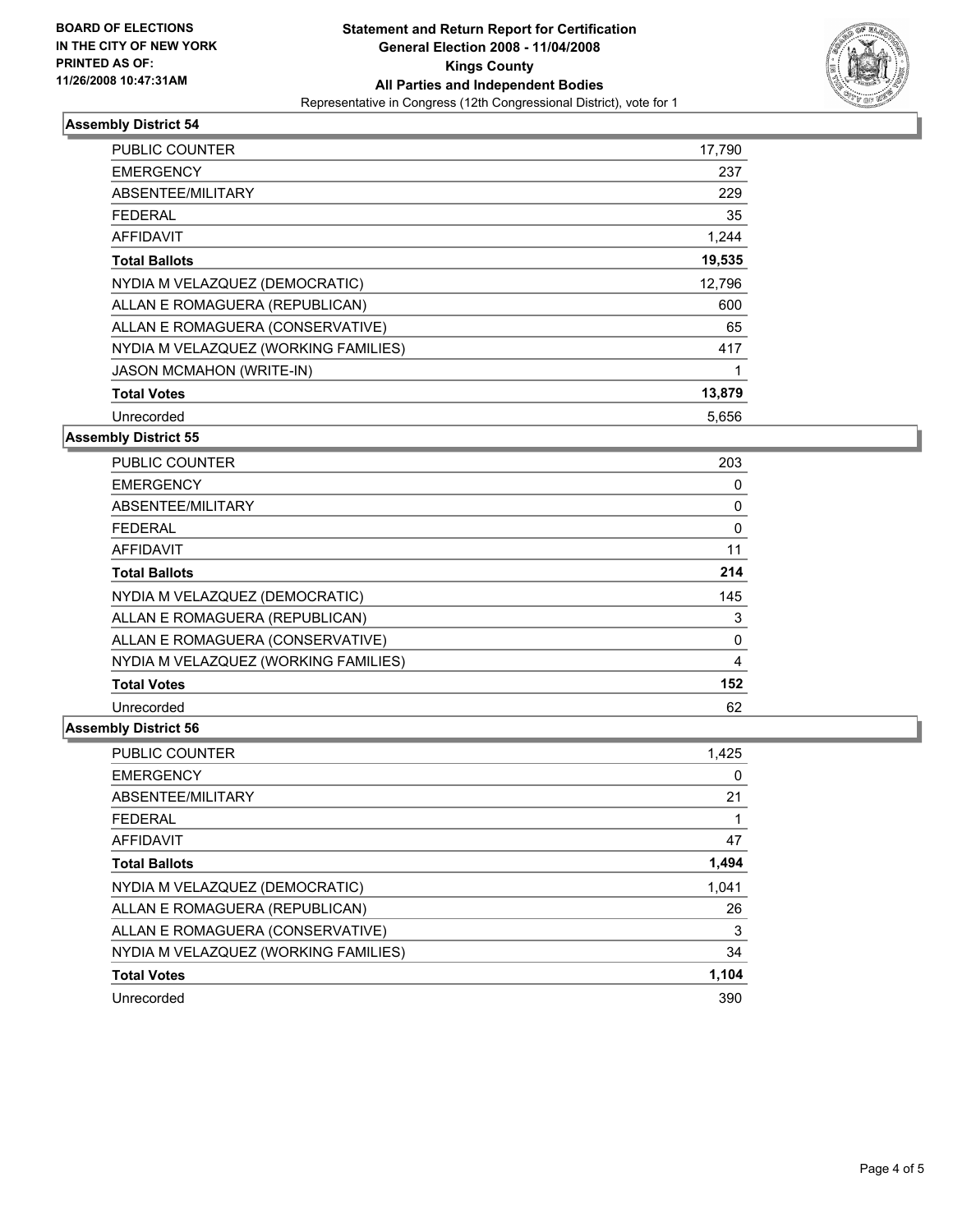**BOARD OF ELECTIONS IN THE CITY OF NEW YORK PRINTED AS OF: 11/26/2008 10:47:31AM**

# Statement and Return Report for Certification
## General Election 2008 - 11/04/2008
## Kings County
## All Parties and Independent Bodies
Representative in Congress (12th Congressional District), vote for 1

### Assembly District 54

| | |
|---|---|
| PUBLIC COUNTER | 17,790 |
| EMERGENCY | 237 |
| ABSENTEE/MILITARY | 229 |
| FEDERAL | 35 |
| AFFIDAVIT | 1,244 |
| **Total Ballots** | **19,535** |
| NYDIA M VELAZQUEZ (DEMOCRATIC) | 12,796 |
| ALLAN E ROMAGUERA (REPUBLICAN) | 600 |
| ALLAN E ROMAGUERA (CONSERVATIVE) | 65 |
| NYDIA M VELAZQUEZ (WORKING FAMILIES) | 417 |
| JASON MCMAHON (WRITE-IN) | 1 |
| **Total Votes** | **13,879** |
| Unrecorded | 5,656 |

### Assembly District 55

| | |
|---|---|
| PUBLIC COUNTER | 203 |
| EMERGENCY | 0 |
| ABSENTEE/MILITARY | 0 |
| FEDERAL | 0 |
| AFFIDAVIT | 11 |
| **Total Ballots** | **214** |
| NYDIA M VELAZQUEZ (DEMOCRATIC) | 145 |
| ALLAN E ROMAGUERA (REPUBLICAN) | 3 |
| ALLAN E ROMAGUERA (CONSERVATIVE) | 0 |
| NYDIA M VELAZQUEZ (WORKING FAMILIES) | 4 |
| **Total Votes** | **152** |
| Unrecorded | 62 |

### Assembly District 56

| | |
|---|---|
| PUBLIC COUNTER | 1,425 |
| EMERGENCY | 0 |
| ABSENTEE/MILITARY | 21 |
| FEDERAL | 1 |
| AFFIDAVIT | 47 |
| **Total Ballots** | **1,494** |
| NYDIA M VELAZQUEZ (DEMOCRATIC) | 1,041 |
| ALLAN E ROMAGUERA (REPUBLICAN) | 26 |
| ALLAN E ROMAGUERA (CONSERVATIVE) | 3 |
| NYDIA M VELAZQUEZ (WORKING FAMILIES) | 34 |
| **Total Votes** | **1,104** |
| Unrecorded | 390 |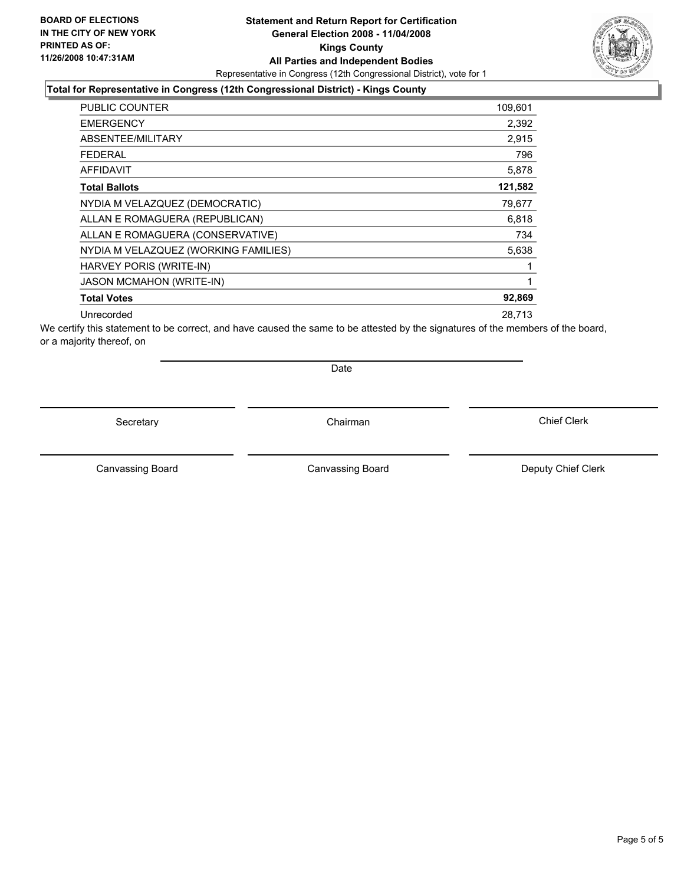**BOARD OF ELECTIONS IN THE CITY OF NEW YORK PRINTED AS OF: 11/26/2008 10:47:31AM**

**Statement and Return Report for Certification**
**General Election 2008 - 11/04/2008**
**Kings County**
**All Parties and Independent Bodies**
Representative in Congress (12th Congressional District), vote for 1

**Total for Representative in Congress (12th Congressional District) - Kings County**

| | |
|---|---|
| PUBLIC COUNTER | 109,601 |
| EMERGENCY | 2,392 |
| ABSENTEE/MILITARY | 2,915 |
| FEDERAL | 796 |
| AFFIDAVIT | 5,878 |
| **Total Ballots** | **121,582** |
| NYDIA M VELAZQUEZ (DEMOCRATIC) | 79,677 |
| ALLAN E ROMAGUERA (REPUBLICAN) | 6,818 |
| ALLAN E ROMAGUERA (CONSERVATIVE) | 734 |
| NYDIA M VELAZQUEZ (WORKING FAMILIES) | 5,638 |
| HARVEY PORIS (WRITE-IN) | 1 |
| JASON MCMAHON (WRITE-IN) | 1 |
| **Total Votes** | **92,869** |
| Unrecorded | 28,713 |

We certify this statement to be correct, and have caused the same to be attested by the signatures of the members of the board, or a majority thereof, on

Date

Secretary    Chairman    Chief Clerk

Canvassing Board    Canvassing Board    Deputy Chief Clerk